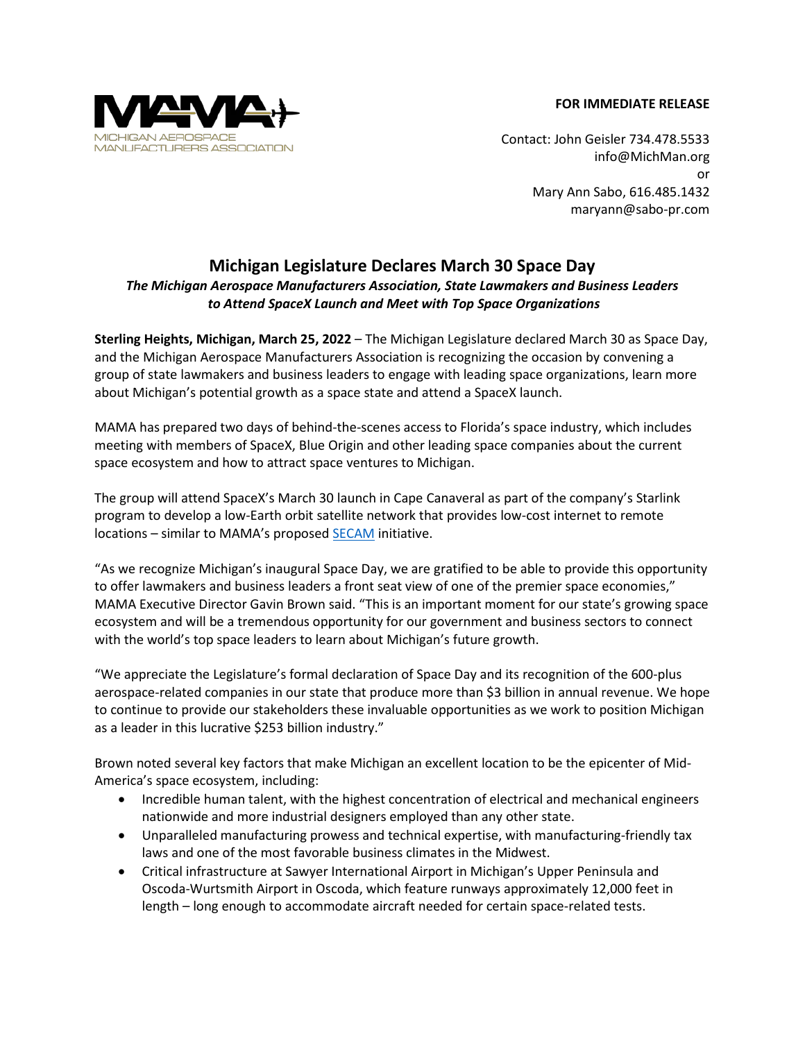MICHIGAN AEROSPACE MANUFACTURERS ASSOCIATION

**FOR IMMEDIATE RELEASE**

Contact: John Geisler 734.478.5533
info@MichMan.org
or
Mary Ann Sabo, 616.485.1432
maryann@sabo-pr.com

# Michigan Legislature Declares March 30 Space Day

***The Michigan Aerospace Manufacturers Association, State Lawmakers and Business Leaders to Attend SpaceX Launch and Meet with Top Space Organizations***

**Sterling Heights, Michigan, March 25, 2022** – The Michigan Legislature declared March 30 as Space Day, and the Michigan Aerospace Manufacturers Association is recognizing the occasion by convening a group of state lawmakers and business leaders to engage with leading space organizations, learn more about Michigan's potential growth as a space state and attend a SpaceX launch.

MAMA has prepared two days of behind-the-scenes access to Florida's space industry, which includes meeting with members of SpaceX, Blue Origin and other leading space companies about the current space ecosystem and how to attract space ventures to Michigan.

The group will attend SpaceX's March 30 launch in Cape Canaveral as part of the company's Starlink program to develop a low-Earth orbit satellite network that provides low-cost internet to remote locations – similar to MAMA's proposed SECAM initiative.

"As we recognize Michigan's inaugural Space Day, we are gratified to be able to provide this opportunity to offer lawmakers and business leaders a front seat view of one of the premier space economies," MAMA Executive Director Gavin Brown said. "This is an important moment for our state's growing space ecosystem and will be a tremendous opportunity for our government and business sectors to connect with the world's top space leaders to learn about Michigan's future growth.

"We appreciate the Legislature's formal declaration of Space Day and its recognition of the 600-plus aerospace-related companies in our state that produce more than $3 billion in annual revenue. We hope to continue to provide our stakeholders these invaluable opportunities as we work to position Michigan as a leader in this lucrative $253 billion industry."

Brown noted several key factors that make Michigan an excellent location to be the epicenter of Mid-America's space ecosystem, including:

- Incredible human talent, with the highest concentration of electrical and mechanical engineers nationwide and more industrial designers employed than any other state.
- Unparalleled manufacturing prowess and technical expertise, with manufacturing-friendly tax laws and one of the most favorable business climates in the Midwest.
- Critical infrastructure at Sawyer International Airport in Michigan's Upper Peninsula and Oscoda-Wurtsmith Airport in Oscoda, which feature runways approximately 12,000 feet in length – long enough to accommodate aircraft needed for certain space-related tests.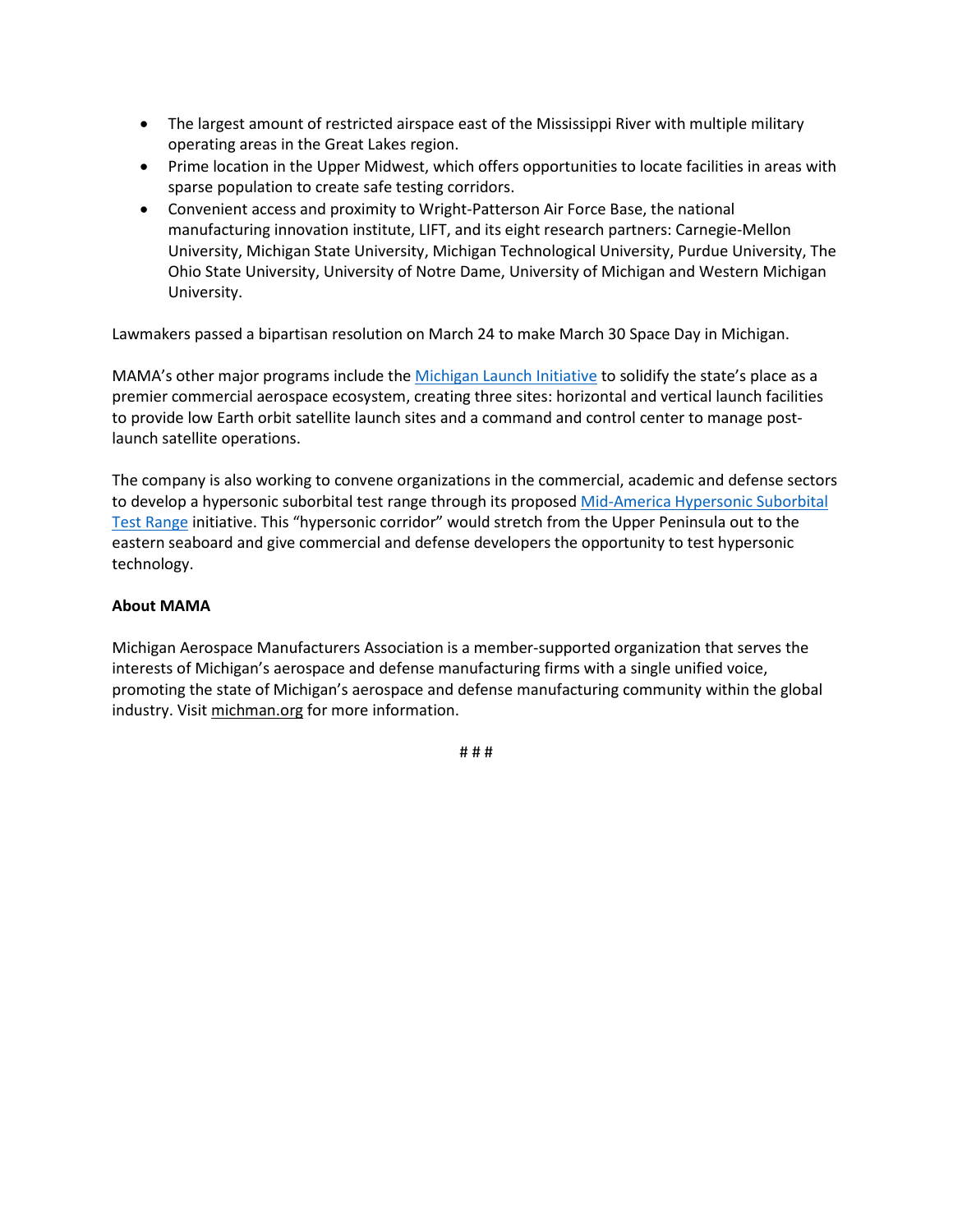- The largest amount of restricted airspace east of the Mississippi River with multiple military operating areas in the Great Lakes region.
- Prime location in the Upper Midwest, which offers opportunities to locate facilities in areas with sparse population to create safe testing corridors.
- Convenient access and proximity to Wright-Patterson Air Force Base, the national manufacturing innovation institute, LIFT, and its eight research partners: Carnegie-Mellon University, Michigan State University, Michigan Technological University, Purdue University, The Ohio State University, University of Notre Dame, University of Michigan and Western Michigan University.

Lawmakers passed a bipartisan resolution on March 24 to make March 30 Space Day in Michigan.

MAMA's other major programs include the Michigan Launch Initiative to solidify the state's place as a premier commercial aerospace ecosystem, creating three sites: horizontal and vertical launch facilities to provide low Earth orbit satellite launch sites and a command and control center to manage post-launch satellite operations.

The company is also working to convene organizations in the commercial, academic and defense sectors to develop a hypersonic suborbital test range through its proposed Mid-America Hypersonic Suborbital Test Range initiative. This "hypersonic corridor" would stretch from the Upper Peninsula out to the eastern seaboard and give commercial and defense developers the opportunity to test hypersonic technology.

**About MAMA**

Michigan Aerospace Manufacturers Association is a member-supported organization that serves the interests of Michigan's aerospace and defense manufacturing firms with a single unified voice, promoting the state of Michigan's aerospace and defense manufacturing community within the global industry. Visit michman.org for more information.

# # #